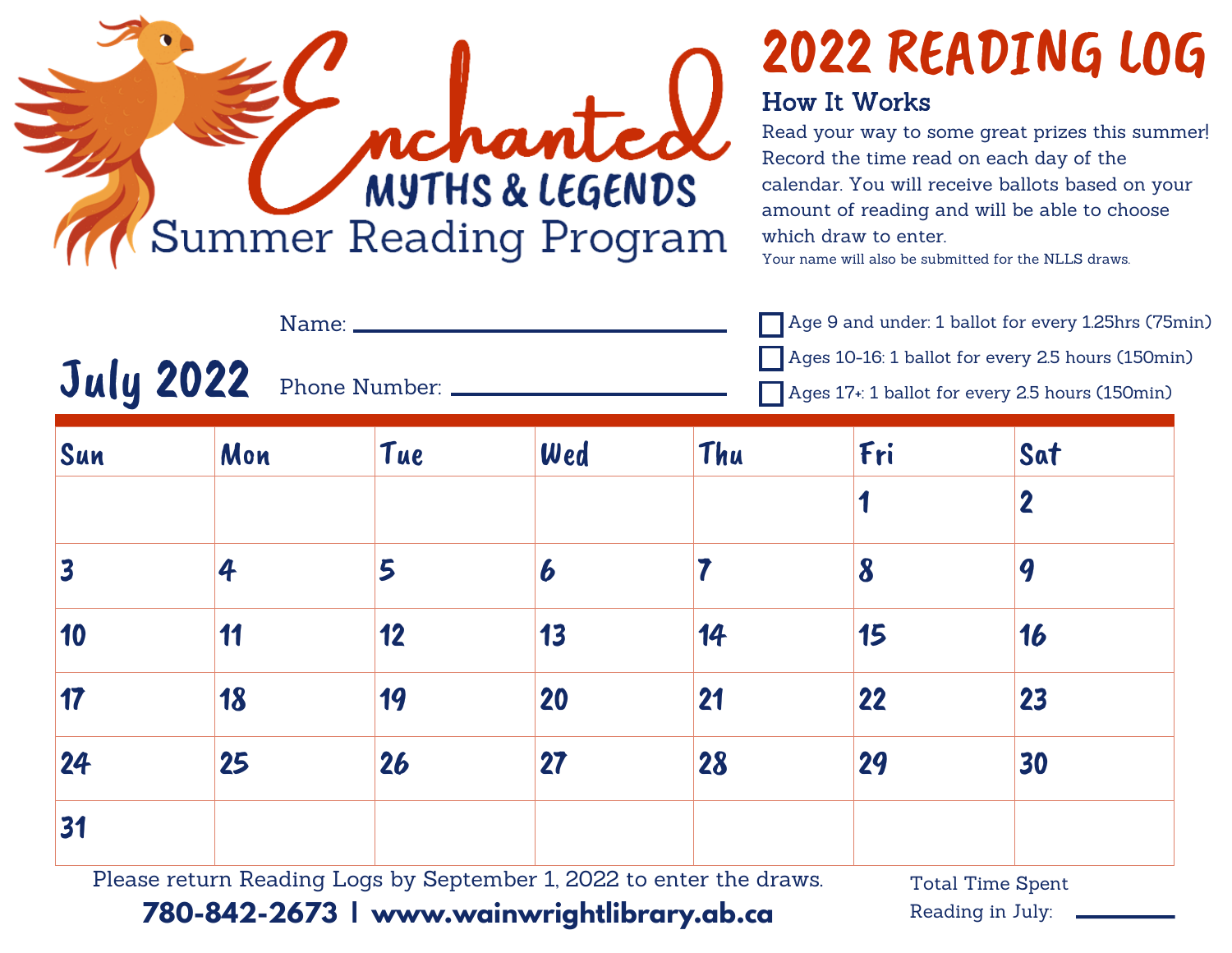# Enchanted

## MYTHS & LEGENDS

## Summer Reading Program

# 2022 READING LOG

### How It Works

Read your way to some great prizes this summer! Record the time read on each day of the calendar. You will receive ballots based on your amount of reading and will be able to choose which draw to enter.

Your name will also be submitted for the NLLS draws.

Name: ____________________

Phone Number: ____________________

- ☐ Age 9 and under: 1 ballot for every 1.25hrs (75min)
- ☐ Ages 10-16: 1 ballot for every 2.5 hours (150min)
- ☐ Ages 17+: 1 ballot for every 2.5 hours (150min)

## July 2022

| Sun | Mon | Tue | Wed | Thu | Fri | Sat |
|---|---|---|---|---|---|---|
| | | | | | 1 | 2 |
| 3 | 4 | 5 | 6 | 7 | 8 | 9 |
| 10 | 11 | 12 | 13 | 14 | 15 | 16 |
| 17 | 18 | 19 | 20 | 21 | 22 | 23 |
| 24 | 25 | 26 | 27 | 28 | 29 | 30 |
| 31 | | | | | | |

Please return Reading Logs by September 1, 2022 to enter the draws.

**780-842-2673 | www.wainwrightlibrary.ab.ca**

Total Time Spent Reading in July: ____________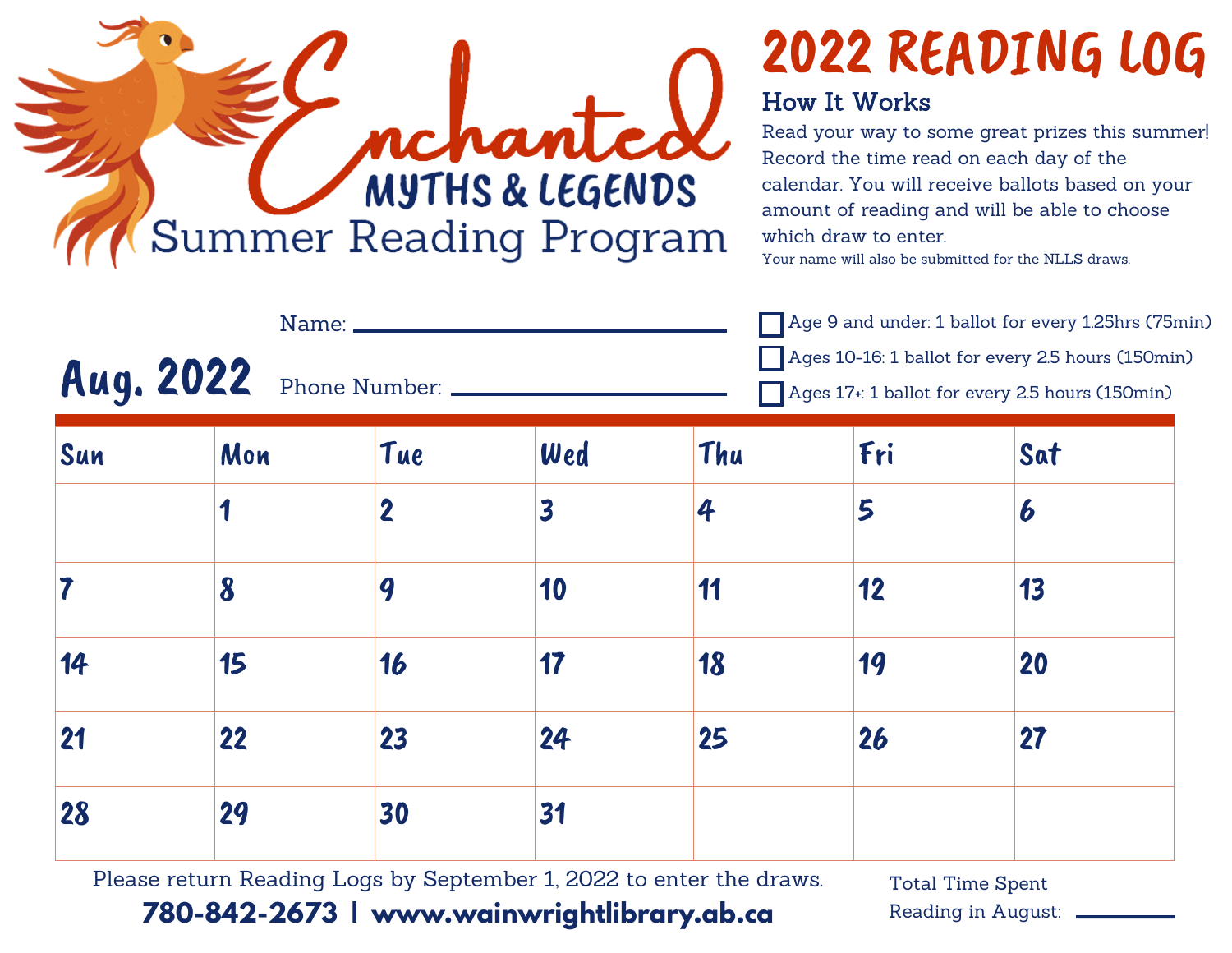# Enchanted

## MYTHS & LEGENDS

## Summer Reading Program

# 2022 READING LOG

### How It Works

Read your way to some great prizes this summer! Record the time read on each day of the calendar. You will receive ballots based on your amount of reading and will be able to choose which draw to enter.

Your name will also be submitted for the NLLS draws.

## Aug. 2022

Name: ____________________

Phone Number: ____________________

- ☐ Age 9 and under: 1 ballot for every 1.25hrs (75min)
- ☐ Ages 10-16: 1 ballot for every 2.5 hours (150min)
- ☐ Ages 17+: 1 ballot for every 2.5 hours (150min)

| Sun | Mon | Tue | Wed | Thu | Fri | Sat |
|---|---|---|---|---|---|---|
| | 1 | 2 | 3 | 4 | 5 | 6 |
| 7 | 8 | 9 | 10 | 11 | 12 | 13 |
| 14 | 15 | 16 | 17 | 18 | 19 | 20 |
| 21 | 22 | 23 | 24 | 25 | 26 | 27 |
| 28 | 29 | 30 | 31 | | | |

Please return Reading Logs by September 1, 2022 to enter the draws.

**780-842-2673 | www.wainwrightlibrary.ab.ca**

Total Time Spent Reading in August: ____________